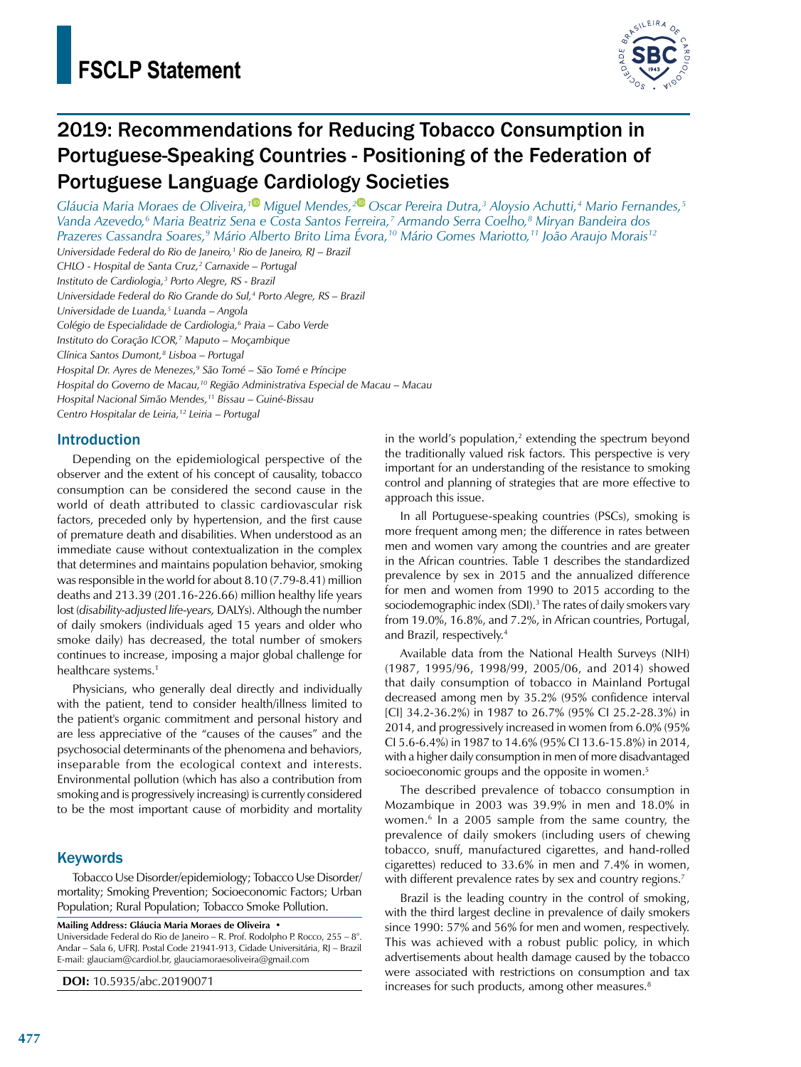# FSCLP Statement

## 2019: Recommendations for Reducing Tobacco Consumption in Portuguese-Speaking Countries - Positioning of the Federation of Portuguese Language Cardiology Societies

*Gláucia Maria Moraes de Oliveira,[1] Miguel Mendes,[2] Oscar Pereira Dutra,[3] Aloysio Achutti,[4] Mario Fernandes,[5] Vanda Azevedo,[6] Maria Beatriz Sena e Costa Santos Ferreira,[7] Armando Serra Coelho,[8] Miryan Bandeira dos Prazeres Cassandra Soares,[9] Mário Alberto Brito Lima Évora,[10] Mário Gomes Mariotto,[11] João Araujo Morais[12]*

*Universidade Federal do Rio de Janeiro,[1] Rio de Janeiro, RJ – Brazil*
*CHLO - Hospital de Santa Cruz,[2] Carnaxide – Portugal*
*Instituto de Cardiologia,[3] Porto Alegre, RS - Brazil*
*Universidade Federal do Rio Grande do Sul,[4] Porto Alegre, RS – Brazil*
*Universidade de Luanda,[5] Luanda – Angola*
*Colégio de Especialidade de Cardiologia,[6] Praia – Cabo Verde*
*Instituto do Coração ICOR,[7] Maputo – Moçambique*
*Clínica Santos Dumont,[8] Lisboa – Portugal*
*Hospital Dr. Ayres de Menezes,[9] São Tomé – São Tomé e Príncipe*
*Hospital do Governo de Macau,[10] Região Administrativa Especial de Macau – Macau*
*Hospital Nacional Simão Mendes,[11] Bissau – Guiné-Bissau*
*Centro Hospitalar de Leiria,[12] Leiria – Portugal*

### Introduction

Depending on the epidemiological perspective of the observer and the extent of his concept of causality, tobacco consumption can be considered the second cause in the world of death attributed to classic cardiovascular risk factors, preceded only by hypertension, and the first cause of premature death and disabilities. When understood as an immediate cause without contextualization in the complex that determines and maintains population behavior, smoking was responsible in the world for about 8.10 (7.79-8.41) million deaths and 213.39 (201.16-226.66) million healthy life years lost (*disability-adjusted life-years,* DALYs). Although the number of daily smokers (individuals aged 15 years and older who smoke daily) has decreased, the total number of smokers continues to increase, imposing a major global challenge for healthcare systems.[1]

Physicians, who generally deal directly and individually with the patient, tend to consider health/illness limited to the patient's organic commitment and personal history and are less appreciative of the "causes of the causes" and the psychosocial determinants of the phenomena and behaviors, inseparable from the ecological context and interests. Environmental pollution (which has also a contribution from smoking and is progressively increasing) is currently considered to be the most important cause of morbidity and mortality in the world's population,[2] extending the spectrum beyond the traditionally valued risk factors. This perspective is very important for an understanding of the resistance to smoking control and planning of strategies that are more effective to approach this issue.

In all Portuguese-speaking countries (PSCs), smoking is more frequent among men; the difference in rates between men and women vary among the countries and are greater in the African countries. Table 1 describes the standardized prevalence by sex in 2015 and the annualized difference for men and women from 1990 to 2015 according to the sociodemographic index (SDI).[3] The rates of daily smokers vary from 19.0%, 16.8%, and 7.2%, in African countries, Portugal, and Brazil, respectively.[4]

Available data from the National Health Surveys (NIH) (1987, 1995/96, 1998/99, 2005/06, and 2014) showed that daily consumption of tobacco in Mainland Portugal decreased among men by 35.2% (95% confidence interval [CI] 34.2-36.2%) in 1987 to 26.7% (95% CI 25.2-28.3%) in 2014, and progressively increased in women from 6.0% (95% CI 5.6-6.4%) in 1987 to 14.6% (95% CI 13.6-15.8%) in 2014, with a higher daily consumption in men of more disadvantaged socioeconomic groups and the opposite in women.[5]

The described prevalence of tobacco consumption in Mozambique in 2003 was 39.9% in men and 18.0% in women.[6] In a 2005 sample from the same country, the prevalence of daily smokers (including users of chewing tobacco, snuff, manufactured cigarettes, and hand-rolled cigarettes) reduced to 33.6% in men and 7.4% in women, with different prevalence rates by sex and country regions.[7]

Brazil is the leading country in the control of smoking, with the third largest decline in prevalence of daily smokers since 1990: 57% and 56% for men and women, respectively. This was achieved with a robust public policy, in which advertisements about health damage caused by the tobacco were associated with restrictions on consumption and tax increases for such products, among other measures.[8]

### Keywords

Tobacco Use Disorder/epidemiology; Tobacco Use Disorder/mortality; Smoking Prevention; Socioeconomic Factors; Urban Population; Rural Population; Tobacco Smoke Pollution.

**Mailing Address: Gláucia Maria Moraes de Oliveira •**
Universidade Federal do Rio de Janeiro – R. Prof. Rodolpho P. Rocco, 255 – 8°. Andar – Sala 6, UFRJ. Postal Code 21941-913, Cidade Universitária, RJ – Brazil
E-mail: glauciam@cardiol.br, glauciamoraesoliveira@gmail.com

**DOI:** 10.5935/abc.20190071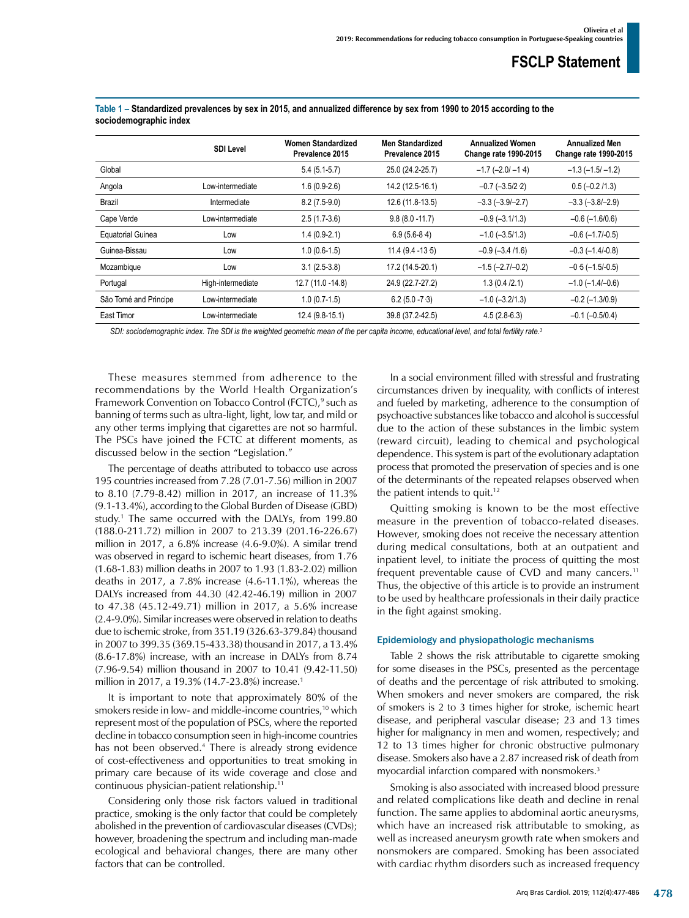**Table 1 – Standardized prevalences by sex in 2015, and annualized difference by sex from 1990 to 2015 according to the sociodemographic index**

| | SDI Level | Women Standardized Prevalence 2015 | Men Standardized Prevalence 2015 | Annualized Women Change rate 1990-2015 | Annualized Men Change rate 1990-2015 |
|---|---|---|---|---|---|
| Global | | 5.4 (5.1-5.7) | 25.0 (24.2-25.7) | –1.7 (–2.0/ –1·4) | –1.3 (–1.5/ –1.2) |
| Angola | Low-intermediate | 1.6 (0.9-2.6) | 14.2 (12.5-16.1) | –0.7 (–3.5/2·2) | 0.5 (–0.2 /1.3) |
| Brazil | Intermediate | 8.2 (7.5-9.0) | 12.6 (11.8-13.5) | –3.3 (–3.9/–2.7) | –3.3 (–3.8/–2.9) |
| Cape Verde | Low-intermediate | 2.5 (1.7-3.6) | 9.8 (8.0 -11.7) | –0.9 (–3.1/1.3) | –0.6 (–1.6/0.6) |
| Equatorial Guinea | Low | 1.4 (0.9-2.1) | 6.9 (5.6-8·4) | –1.0 (–3.5/1.3) | –0.6 (–1.7/-0.5) |
| Guinea-Bissau | Low | 1.0 (0.6-1.5) | 11.4 (9.4 -13·5) | –0.9 (–3.4 /1.6) | –0.3 (–1.4/-0.8) |
| Mozambique | Low | 3.1 (2.5-3.8) | 17.2 (14.5-20.1) | –1.5 (–2.7/–0.2) | –0·5 (–1.5/-0.5) |
| Portugal | High-intermediate | 12.7 (11.0 -14.8) | 24.9 (22.7-27.2) | 1.3 (0.4 /2.1) | –1.0 (–1.4/–0.6) |
| São Tomé and Principe | Low-intermediate | 1.0 (0.7-1.5) | 6.2 (5.0 -7·3) | –1.0 (–3.2/1.3) | –0.2 (–1.3/0.9) |
| East Timor | Low-intermediate | 12.4 (9.8-15.1) | 39.8 (37.2-42.5) | 4.5 (2.8-6.3) | –0.1 (–0.5/0.4) |

*SDI: sociodemographic index. The SDI is the weighted geometric mean of the per capita income, educational level, and total fertility rate.[3]*

These measures stemmed from adherence to the recommendations by the World Health Organization's Framework Convention on Tobacco Control (FCTC),[9] such as banning of terms such as ultra-light, light, low tar, and mild or any other terms implying that cigarettes are not so harmful. The PSCs have joined the FCTC at different moments, as discussed below in the section "Legislation."

The percentage of deaths attributed to tobacco use across 195 countries increased from 7.28 (7.01-7.56) million in 2007 to 8.10 (7.79-8.42) million in 2017, an increase of 11.3% (9.1-13.4%), according to the Global Burden of Disease (GBD) study.[1] The same occurred with the DALYs, from 199.80 (188.0-211.72) million in 2007 to 213.39 (201.16-226.67) million in 2017, a 6.8% increase (4.6-9.0%). A similar trend was observed in regard to ischemic heart diseases, from 1.76 (1.68-1.83) million deaths in 2007 to 1.93 (1.83-2.02) million deaths in 2017, a 7.8% increase (4.6-11.1%), whereas the DALYs increased from 44.30 (42.42-46.19) million in 2007 to 47.38 (45.12-49.71) million in 2017, a 5.6% increase (2.4-9.0%). Similar increases were observed in relation to deaths due to ischemic stroke, from 351.19 (326.63-379.84) thousand in 2007 to 399.35 (369.15-433.38) thousand in 2017, a 13.4% (8.6-17.8%) increase, with an increase in DALYs from 8.74 (7.96-9.54) million thousand in 2007 to 10.41 (9.42-11.50) million in 2017, a 19.3% (14.7-23.8%) increase.[1]

It is important to note that approximately 80% of the smokers reside in low- and middle-income countries,[10] which represent most of the population of PSCs, where the reported decline in tobacco consumption seen in high-income countries has not been observed.[4] There is already strong evidence of cost-effectiveness and opportunities to treat smoking in primary care because of its wide coverage and close and continuous physician-patient relationship.[11]

Considering only those risk factors valued in traditional practice, smoking is the only factor that could be completely abolished in the prevention of cardiovascular diseases (CVDs); however, broadening the spectrum and including man-made ecological and behavioral changes, there are many other factors that can be controlled.

In a social environment filled with stressful and frustrating circumstances driven by inequality, with conflicts of interest and fueled by marketing, adherence to the consumption of psychoactive substances like tobacco and alcohol is successful due to the action of these substances in the limbic system (reward circuit), leading to chemical and psychological dependence. This system is part of the evolutionary adaptation process that promoted the preservation of species and is one of the determinants of the repeated relapses observed when the patient intends to quit.[12]

Quitting smoking is known to be the most effective measure in the prevention of tobacco-related diseases. However, smoking does not receive the necessary attention during medical consultations, both at an outpatient and inpatient level, to initiate the process of quitting the most frequent preventable cause of CVD and many cancers.[11] Thus, the objective of this article is to provide an instrument to be used by healthcare professionals in their daily practice in the fight against smoking.

### Epidemiology and physiopathologic mechanisms

Table 2 shows the risk attributable to cigarette smoking for some diseases in the PSCs, presented as the percentage of deaths and the percentage of risk attributed to smoking. When smokers and never smokers are compared, the risk of smokers is 2 to 3 times higher for stroke, ischemic heart disease, and peripheral vascular disease; 23 and 13 times higher for malignancy in men and women, respectively; and 12 to 13 times higher for chronic obstructive pulmonary disease. Smokers also have a 2.87 increased risk of death from myocardial infarction compared with nonsmokers.[3]

Smoking is also associated with increased blood pressure and related complications like death and decline in renal function. The same applies to abdominal aortic aneurysms, which have an increased risk attributable to smoking, as well as increased aneurysm growth rate when smokers and nonsmokers are compared. Smoking has been associated with cardiac rhythm disorders such as increased frequency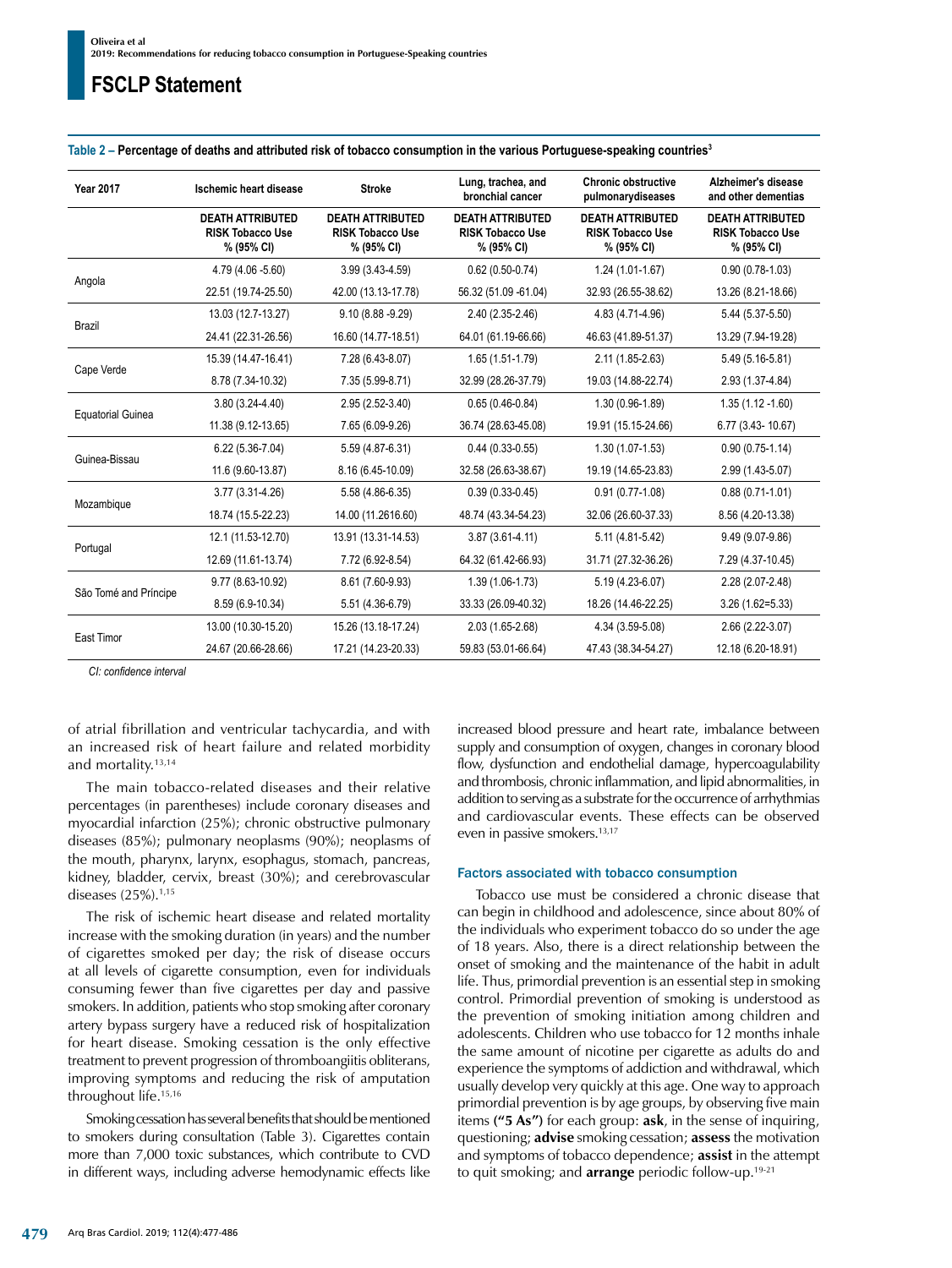**Table 2 – Percentage of deaths and attributed risk of tobacco consumption in the various Portuguese-speaking countries[3]**

| Year 2017 | Ischemic heart disease | Stroke | Lung, trachea, and bronchial cancer | Chronic obstructive pulmonarydiseases | Alzheimer's disease and other dementias |
|---|---|---|---|---|---|
| | **DEATH ATTRIBUTED RISK Tobacco Use % (95% CI)** | **DEATH ATTRIBUTED RISK Tobacco Use % (95% CI)** | **DEATH ATTRIBUTED RISK Tobacco Use % (95% CI)** | **DEATH ATTRIBUTED RISK Tobacco Use % (95% CI)** | **DEATH ATTRIBUTED RISK Tobacco Use % (95% CI)** |
| Angola | 4.79 (4.06 -5.60) | 3.99 (3.43-4.59) | 0.62 (0.50-0.74) | 1.24 (1.01-1.67) | 0.90 (0.78-1.03) |
| | 22.51 (19.74-25.50) | 42.00 (13.13-17.78) | 56.32 (51.09 -61.04) | 32.93 (26.55-38.62) | 13.26 (8.21-18.66) |
| Brazil | 13.03 (12.7-13.27) | 9.10 (8.88 -9.29) | 2.40 (2.35-2.46) | 4.83 (4.71-4.96) | 5.44 (5.37-5.50) |
| | 24.41 (22.31-26.56) | 16.60 (14.77-18.51) | 64.01 (61.19-66.66) | 46.63 (41.89-51.37) | 13.29 (7.94-19.28) |
| Cape Verde | 15.39 (14.47-16.41) | 7.28 (6.43-8.07) | 1.65 (1.51-1.79) | 2.11 (1.85-2.63) | 5.49 (5.16-5.81) |
| | 8.78 (7.34-10.32) | 7.35 (5.99-8.71) | 32.99 (28.26-37.79) | 19.03 (14.88-22.74) | 2.93 (1.37-4.84) |
| Equatorial Guinea | 3.80 (3.24-4.40) | 2.95 (2.52-3.40) | 0.65 (0.46-0.84) | 1.30 (0.96-1.89) | 1.35 (1.12 -1.60) |
| | 11.38 (9.12-13.65) | 7.65 (6.09-9.26) | 36.74 (28.63-45.08) | 19.91 (15.15-24.66) | 6.77 (3.43- 10.67) |
| Guinea-Bissau | 6.22 (5.36-7.04) | 5.59 (4.87-6.31) | 0.44 (0.33-0.55) | 1.30 (1.07-1.53) | 0.90 (0.75-1.14) |
| | 11.6 (9.60-13.87) | 8.16 (6.45-10.09) | 32.58 (26.63-38.67) | 19.19 (14.65-23.83) | 2.99 (1.43-5.07) |
| Mozambique | 3.77 (3.31-4.26) | 5.58 (4.86-6.35) | 0.39 (0.33-0.45) | 0.91 (0.77-1.08) | 0.88 (0.71-1.01) |
| | 18.74 (15.5-22.23) | 14.00 (11.2616.60) | 48.74 (43.34-54.23) | 32.06 (26.60-37.33) | 8.56 (4.20-13.38) |
| Portugal | 12.1 (11.53-12.70) | 13.91 (13.31-14.53) | 3.87 (3.61-4.11) | 5.11 (4.81-5.42) | 9.49 (9.07-9.86) |
| | 12.69 (11.61-13.74) | 7.72 (6.92-8.54) | 64.32 (61.42-66.93) | 31.71 (27.32-36.26) | 7.29 (4.37-10.45) |
| São Tomé and Príncipe | 9.77 (8.63-10.92) | 8.61 (7.60-9.93) | 1.39 (1.06-1.73) | 5.19 (4.23-6.07) | 2.28 (2.07-2.48) |
| | 8.59 (6.9-10.34) | 5.51 (4.36-6.79) | 33.33 (26.09-40.32) | 18.26 (14.46-22.25) | 3.26 (1.62=5.33) |
| East Timor | 13.00 (10.30-15.20) | 15.26 (13.18-17.24) | 2.03 (1.65-2.68) | 4.34 (3.59-5.08) | 2.66 (2.22-3.07) |
| | 24.67 (20.66-28.66) | 17.21 (14.23-20.33) | 59.83 (53.01-66.64) | 47.43 (38.34-54.27) | 12.18 (6.20-18.91) |

*CI: confidence interval*

of atrial fibrillation and ventricular tachycardia, and with an increased risk of heart failure and related morbidity and mortality.[13,14]

The main tobacco-related diseases and their relative percentages (in parentheses) include coronary diseases and myocardial infarction (25%); chronic obstructive pulmonary diseases (85%); pulmonary neoplasms (90%); neoplasms of the mouth, pharynx, larynx, esophagus, stomach, pancreas, kidney, bladder, cervix, breast (30%); and cerebrovascular diseases (25%).[1,15]

The risk of ischemic heart disease and related mortality increase with the smoking duration (in years) and the number of cigarettes smoked per day; the risk of disease occurs at all levels of cigarette consumption, even for individuals consuming fewer than five cigarettes per day and passive smokers. In addition, patients who stop smoking after coronary artery bypass surgery have a reduced risk of hospitalization for heart disease. Smoking cessation is the only effective treatment to prevent progression of thromboangiitis obliterans, improving symptoms and reducing the risk of amputation throughout life.[15,16]

Smoking cessation has several benefits that should be mentioned to smokers during consultation (Table 3). Cigarettes contain more than 7,000 toxic substances, which contribute to CVD in different ways, including adverse hemodynamic effects like increased blood pressure and heart rate, imbalance between supply and consumption of oxygen, changes in coronary blood flow, dysfunction and endothelial damage, hypercoagulability and thrombosis, chronic inflammation, and lipid abnormalities, in addition to serving as a substrate for the occurrence of arrhythmias and cardiovascular events. These effects can be observed even in passive smokers.[13,17]

### Factors associated with tobacco consumption

Tobacco use must be considered a chronic disease that can begin in childhood and adolescence, since about 80% of the individuals who experiment tobacco do so under the age of 18 years. Also, there is a direct relationship between the onset of smoking and the maintenance of the habit in adult life. Thus, primordial prevention is an essential step in smoking control. Primordial prevention of smoking is understood as the prevention of smoking initiation among children and adolescents. Children who use tobacco for 12 months inhale the same amount of nicotine per cigarette as adults do and experience the symptoms of addiction and withdrawal, which usually develop very quickly at this age. One way to approach primordial prevention is by age groups, by observing five main items **("5 As")** for each group: **ask**, in the sense of inquiring, questioning; **advise** smoking cessation; **assess** the motivation and symptoms of tobacco dependence; **assist** in the attempt to quit smoking; and **arrange** periodic follow-up.[19-21]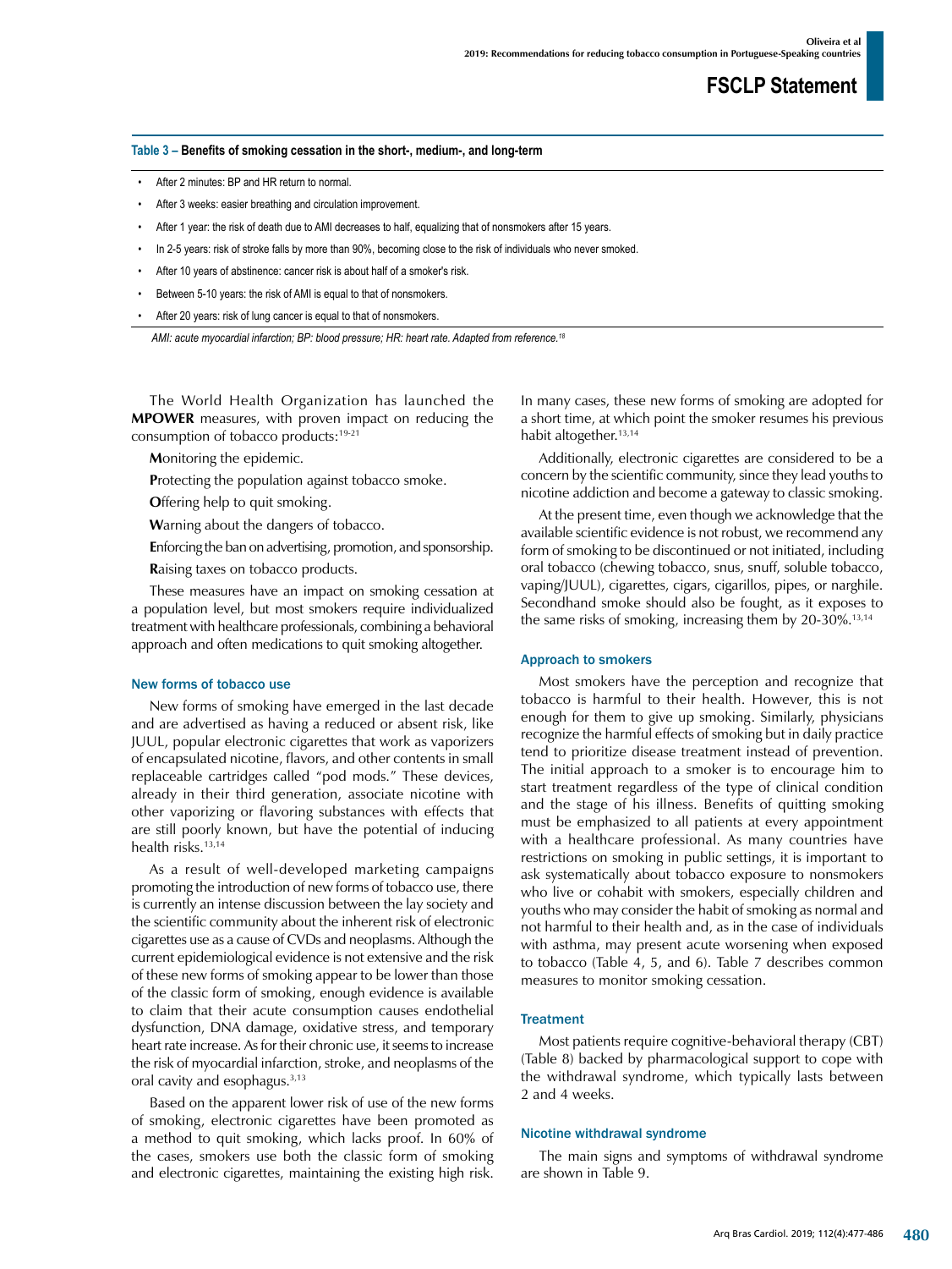**Table 3 – Benefits of smoking cessation in the short-, medium-, and long-term**

- After 2 minutes: BP and HR return to normal.
- After 3 weeks: easier breathing and circulation improvement.
- After 1 year: the risk of death due to AMI decreases to half, equalizing that of nonsmokers after 15 years.
- In 2-5 years: risk of stroke falls by more than 90%, becoming close to the risk of individuals who never smoked.
- After 10 years of abstinence: cancer risk is about half of a smoker's risk.
- Between 5-10 years: the risk of AMI is equal to that of nonsmokers.
- After 20 years: risk of lung cancer is equal to that of nonsmokers.

*AMI: acute myocardial infarction; BP: blood pressure; HR: heart rate. Adapted from reference.[18]*

The World Health Organization has launched the **MPOWER** measures, with proven impact on reducing the consumption of tobacco products:[19-21]

**M**onitoring the epidemic.

**P**rotecting the population against tobacco smoke.

**O**ffering help to quit smoking.

**W**arning about the dangers of tobacco.

**E**nforcing the ban on advertising, promotion, and sponsorship.

**R**aising taxes on tobacco products.

These measures have an impact on smoking cessation at a population level, but most smokers require individualized treatment with healthcare professionals, combining a behavioral approach and often medications to quit smoking altogether.

### New forms of tobacco use

New forms of smoking have emerged in the last decade and are advertised as having a reduced or absent risk, like JUUL, popular electronic cigarettes that work as vaporizers of encapsulated nicotine, flavors, and other contents in small replaceable cartridges called "pod mods." These devices, already in their third generation, associate nicotine with other vaporizing or flavoring substances with effects that are still poorly known, but have the potential of inducing health risks.[13,14]

As a result of well-developed marketing campaigns promoting the introduction of new forms of tobacco use, there is currently an intense discussion between the lay society and the scientific community about the inherent risk of electronic cigarettes use as a cause of CVDs and neoplasms. Although the current epidemiological evidence is not extensive and the risk of these new forms of smoking appear to be lower than those of the classic form of smoking, enough evidence is available to claim that their acute consumption causes endothelial dysfunction, DNA damage, oxidative stress, and temporary heart rate increase. As for their chronic use, it seems to increase the risk of myocardial infarction, stroke, and neoplasms of the oral cavity and esophagus.[3,13]

Based on the apparent lower risk of use of the new forms of smoking, electronic cigarettes have been promoted as a method to quit smoking, which lacks proof. In 60% of the cases, smokers use both the classic form of smoking and electronic cigarettes, maintaining the existing high risk. In many cases, these new forms of smoking are adopted for a short time, at which point the smoker resumes his previous habit altogether.[13,14]

Additionally, electronic cigarettes are considered to be a concern by the scientific community, since they lead youths to nicotine addiction and become a gateway to classic smoking.

At the present time, even though we acknowledge that the available scientific evidence is not robust, we recommend any form of smoking to be discontinued or not initiated, including oral tobacco (chewing tobacco, snus, snuff, soluble tobacco, vaping/JUUL), cigarettes, cigars, cigarillos, pipes, or narghile. Secondhand smoke should also be fought, as it exposes to the same risks of smoking, increasing them by 20-30%.[13,14]

### Approach to smokers

Most smokers have the perception and recognize that tobacco is harmful to their health. However, this is not enough for them to give up smoking. Similarly, physicians recognize the harmful effects of smoking but in daily practice tend to prioritize disease treatment instead of prevention. The initial approach to a smoker is to encourage him to start treatment regardless of the type of clinical condition and the stage of his illness. Benefits of quitting smoking must be emphasized to all patients at every appointment with a healthcare professional. As many countries have restrictions on smoking in public settings, it is important to ask systematically about tobacco exposure to nonsmokers who live or cohabit with smokers, especially children and youths who may consider the habit of smoking as normal and not harmful to their health and, as in the case of individuals with asthma, may present acute worsening when exposed to tobacco (Table 4, 5, and 6). Table 7 describes common measures to monitor smoking cessation.

### Treatment

Most patients require cognitive-behavioral therapy (CBT) (Table 8) backed by pharmacological support to cope with the withdrawal syndrome, which typically lasts between 2 and 4 weeks.

### Nicotine withdrawal syndrome

The main signs and symptoms of withdrawal syndrome are shown in Table 9.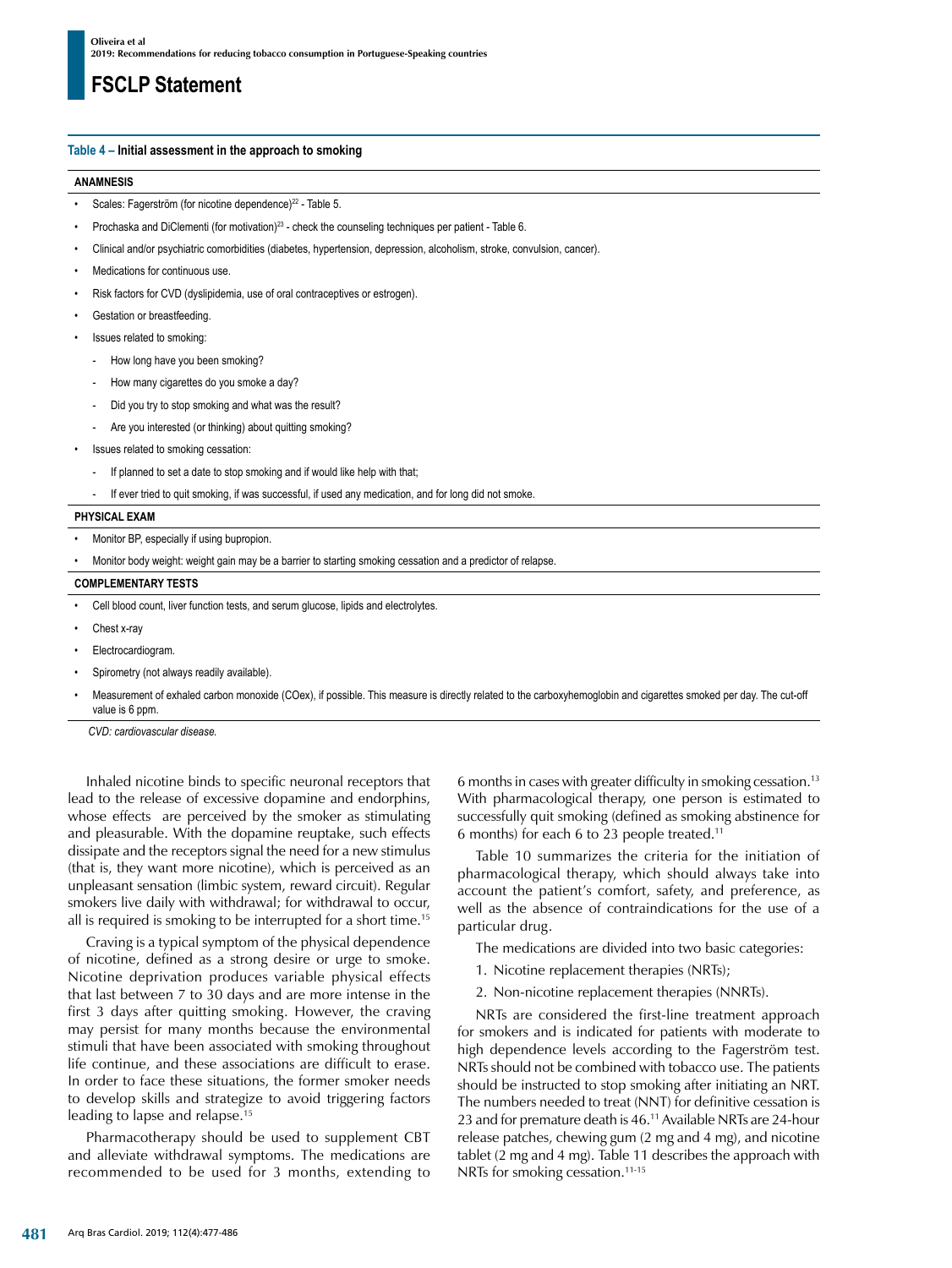**Table 4 – Initial assessment in the approach to smoking**

**ANAMNESIS**

- Scales: Fagerström (for nicotine dependence)[22] - Table 5.
- Prochaska and DiClementi (for motivation)[23] - check the counseling techniques per patient - Table 6.
- Clinical and/or psychiatric comorbidities (diabetes, hypertension, depression, alcoholism, stroke, convulsion, cancer).
- Medications for continuous use.
- Risk factors for CVD (dyslipidemia, use of oral contraceptives or estrogen).
- Gestation or breastfeeding.
- Issues related to smoking:
  - How long have you been smoking?
  - How many cigarettes do you smoke a day?
  - Did you try to stop smoking and what was the result?
  - Are you interested (or thinking) about quitting smoking?
- Issues related to smoking cessation:
  - If planned to set a date to stop smoking and if would like help with that;
  - If ever tried to quit smoking, if was successful, if used any medication, and for long did not smoke.

**PHYSICAL EXAM**

- Monitor BP, especially if using bupropion.
- Monitor body weight: weight gain may be a barrier to starting smoking cessation and a predictor of relapse.

**COMPLEMENTARY TESTS**

- Cell blood count, liver function tests, and serum glucose, lipids and electrolytes.
- Chest x-ray
- Electrocardiogram.
- Spirometry (not always readily available).
- Measurement of exhaled carbon monoxide (COex), if possible. This measure is directly related to the carboxyhemoglobin and cigarettes smoked per day. The cut-off value is 6 ppm.

*CVD: cardiovascular disease.*

Inhaled nicotine binds to specific neuronal receptors that lead to the release of excessive dopamine and endorphins, whose effects are perceived by the smoker as stimulating and pleasurable. With the dopamine reuptake, such effects dissipate and the receptors signal the need for a new stimulus (that is, they want more nicotine), which is perceived as an unpleasant sensation (limbic system, reward circuit). Regular smokers live daily with withdrawal; for withdrawal to occur, all is required is smoking to be interrupted for a short time.[15]

Craving is a typical symptom of the physical dependence of nicotine, defined as a strong desire or urge to smoke. Nicotine deprivation produces variable physical effects that last between 7 to 30 days and are more intense in the first 3 days after quitting smoking. However, the craving may persist for many months because the environmental stimuli that have been associated with smoking throughout life continue, and these associations are difficult to erase. In order to face these situations, the former smoker needs to develop skills and strategize to avoid triggering factors leading to lapse and relapse.[15]

Pharmacotherapy should be used to supplement CBT and alleviate withdrawal symptoms. The medications are recommended to be used for 3 months, extending to 6 months in cases with greater difficulty in smoking cessation.[13] With pharmacological therapy, one person is estimated to successfully quit smoking (defined as smoking abstinence for 6 months) for each 6 to 23 people treated.[11]

Table 10 summarizes the criteria for the initiation of pharmacological therapy, which should always take into account the patient's comfort, safety, and preference, as well as the absence of contraindications for the use of a particular drug.

The medications are divided into two basic categories:

1. Nicotine replacement therapies (NRTs);
2. Non-nicotine replacement therapies (NNRTs).

NRTs are considered the first-line treatment approach for smokers and is indicated for patients with moderate to high dependence levels according to the Fagerström test. NRTs should not be combined with tobacco use. The patients should be instructed to stop smoking after initiating an NRT. The numbers needed to treat (NNT) for definitive cessation is 23 and for premature death is 46.[11] Available NRTs are 24-hour release patches, chewing gum (2 mg and 4 mg), and nicotine tablet (2 mg and 4 mg). Table 11 describes the approach with NRTs for smoking cessation.[11-15]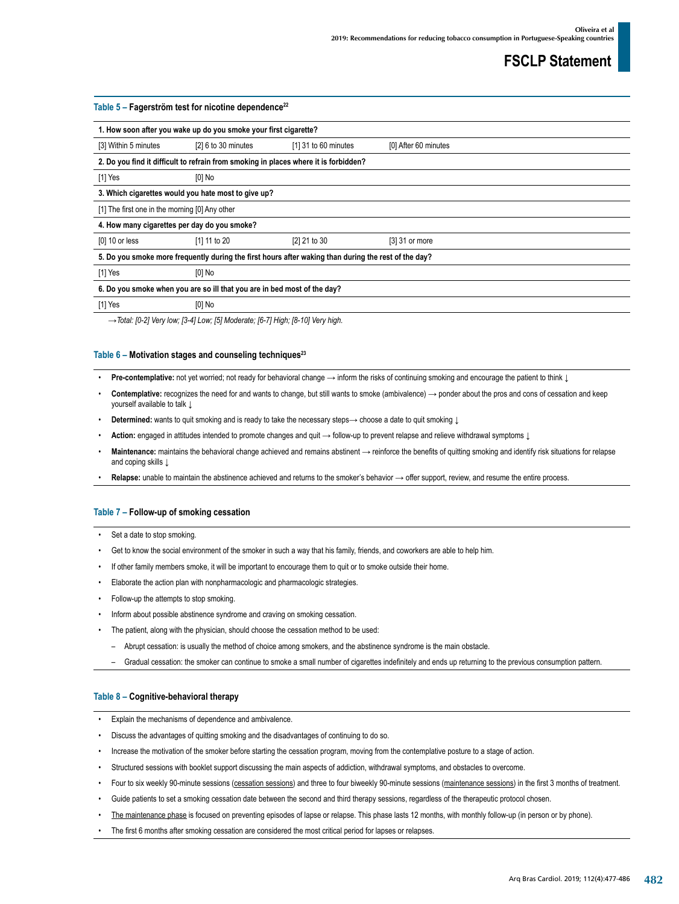**Table 5 – Fagerström test for nicotine dependence[22]**

| 1. How soon after you wake up do you smoke your first cigarette? | | | |
|---|---|---|---|
| [3] Within 5 minutes | [2] 6 to 30 minutes | [1] 31 to 60 minutes | [0] After 60 minutes |
| **2. Do you find it difficult to refrain from smoking in places where it is forbidden?** | | | |
| [1] Yes | [0] No | | |
| **3. Which cigarettes would you hate most to give up?** | | | |
| [1] The first one in the morning [0] Any other | | | |
| **4. How many cigarettes per day do you smoke?** | | | |
| [0] 10 or less | [1] 11 to 20 | [2] 21 to 30 | [3] 31 or more |
| **5. Do you smoke more frequently during the first hours after waking than during the rest of the day?** | | | |
| [1] Yes | [0] No | | |
| **6. Do you smoke when you are so ill that you are in bed most of the day?** | | | |
| [1] Yes | [0] No | | |

*→Total: [0-2] Very low; [3-4] Low; [5] Moderate; [6-7] High; [8-10] Very high.*

**Table 6 – Motivation stages and counseling techniques[23]**

- **Pre-contemplative:** not yet worried; not ready for behavioral change → inform the risks of continuing smoking and encourage the patient to think ↓
- **Contemplative:** recognizes the need for and wants to change, but still wants to smoke (ambivalence) → ponder about the pros and cons of cessation and keep yourself available to talk ↓
- **Determined:** wants to quit smoking and is ready to take the necessary steps→ choose a date to quit smoking ↓
- **Action:** engaged in attitudes intended to promote changes and quit → follow-up to prevent relapse and relieve withdrawal symptoms ↓
- **Maintenance:** maintains the behavioral change achieved and remains abstinent → reinforce the benefits of quitting smoking and identify risk situations for relapse and coping skills ↓
- **Relapse:** unable to maintain the abstinence achieved and returns to the smoker's behavior → offer support, review, and resume the entire process.

**Table 7 – Follow-up of smoking cessation**

- Set a date to stop smoking.
- Get to know the social environment of the smoker in such a way that his family, friends, and coworkers are able to help him.
- If other family members smoke, it will be important to encourage them to quit or to smoke outside their home.
- Elaborate the action plan with nonpharmacologic and pharmacologic strategies.
- Follow-up the attempts to stop smoking.
- Inform about possible abstinence syndrome and craving on smoking cessation.
- The patient, along with the physician, should choose the cessation method to be used:
  - Abrupt cessation: is usually the method of choice among smokers, and the abstinence syndrome is the main obstacle.
  - Gradual cessation: the smoker can continue to smoke a small number of cigarettes indefinitely and ends up returning to the previous consumption pattern.

**Table 8 – Cognitive-behavioral therapy**

- Explain the mechanisms of dependence and ambivalence.
- Discuss the advantages of quitting smoking and the disadvantages of continuing to do so.
- Increase the motivation of the smoker before starting the cessation program, moving from the contemplative posture to a stage of action.
- Structured sessions with booklet support discussing the main aspects of addiction, withdrawal symptoms, and obstacles to overcome.
- Four to six weekly 90-minute sessions (cessation sessions) and three to four biweekly 90-minute sessions (maintenance sessions) in the first 3 months of treatment.
- Guide patients to set a smoking cessation date between the second and third therapy sessions, regardless of the therapeutic protocol chosen.
- The maintenance phase is focused on preventing episodes of lapse or relapse. This phase lasts 12 months, with monthly follow-up (in person or by phone).
- The first 6 months after smoking cessation are considered the most critical period for lapses or relapses.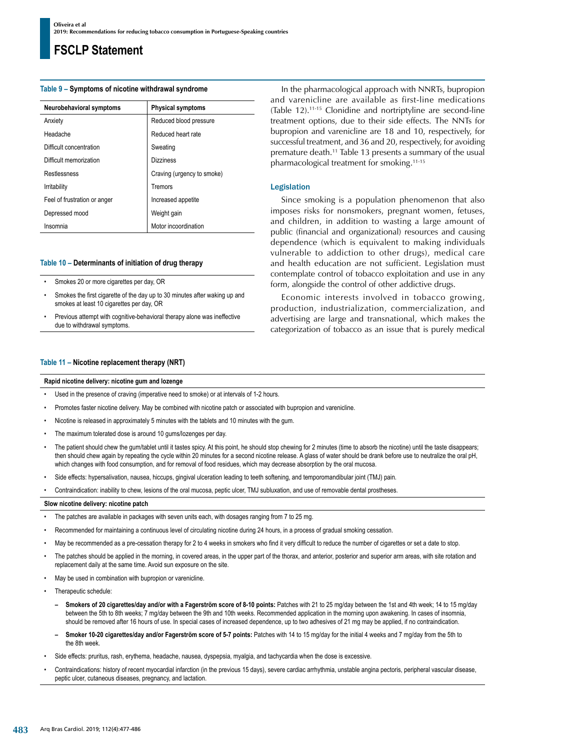**Table 9 – Symptoms of nicotine withdrawal syndrome**

| Neurobehavioral symptoms | Physical symptoms |
|---|---|
| Anxiety | Reduced blood pressure |
| Headache | Reduced heart rate |
| Difficult concentration | Sweating |
| Difficult memorization | Dizziness |
| Restlessness | Craving (urgency to smoke) |
| Irritability | Tremors |
| Feel of frustration or anger | Increased appetite |
| Depressed mood | Weight gain |
| Insomnia | Motor incoordination |

**Table 10 – Determinants of initiation of drug therapy**

- Smokes 20 or more cigarettes per day, OR
- Smokes the first cigarette of the day up to 30 minutes after waking up and smokes at least 10 cigarettes per day, OR
- Previous attempt with cognitive-behavioral therapy alone was ineffective due to withdrawal symptoms.

**Table 11 – Nicotine replacement therapy (NRT)**

**Rapid nicotine delivery: nicotine gum and lozenge**

- Used in the presence of craving (imperative need to smoke) or at intervals of 1-2 hours.
- Promotes faster nicotine delivery. May be combined with nicotine patch or associated with bupropion and varenicline.
- Nicotine is released in approximately 5 minutes with the tablets and 10 minutes with the gum.
- The maximum tolerated dose is around 10 gums/lozenges per day.
- The patient should chew the gum/tablet until it tastes spicy. At this point, he should stop chewing for 2 minutes (time to absorb the nicotine) until the taste disappears; then should chew again by repeating the cycle within 20 minutes for a second nicotine release. A glass of water should be drank before use to neutralize the oral pH, which changes with food consumption, and for removal of food residues, which may decrease absorption by the oral mucosa.
- Side effects: hypersalivation, nausea, hiccups, gingival ulceration leading to teeth softening, and temporomandibular joint (TMJ) pain.
- Contraindication: inability to chew, lesions of the oral mucosa, peptic ulcer, TMJ subluxation, and use of removable dental prostheses.

**Slow nicotine delivery: nicotine patch**

- The patches are available in packages with seven units each, with dosages ranging from 7 to 25 mg.
- Recommended for maintaining a continuous level of circulating nicotine during 24 hours, in a process of gradual smoking cessation.
- May be recommended as a pre-cessation therapy for 2 to 4 weeks in smokers who find it very difficult to reduce the number of cigarettes or set a date to stop.
- The patches should be applied in the morning, in covered areas, in the upper part of the thorax, and anterior, posterior and superior arm areas, with site rotation and replacement daily at the same time. Avoid sun exposure on the site.
- May be used in combination with bupropion or varenicline.
- Therapeutic schedule:
  - **Smokers of 20 cigarettes/day and/or with a Fagerström score of 8-10 points:** Patches with 21 to 25 mg/day between the 1st and 4th week; 14 to 15 mg/day between the 5th to 8th weeks; 7 mg/day between the 9th and 10th weeks. Recommended application in the morning upon awakening. In cases of insomnia, should be removed after 16 hours of use. In special cases of increased dependence, up to two adhesives of 21 mg may be applied, if no contraindication.
  - **Smoker 10-20 cigarettes/day and/or Fagerström score of 5-7 points:** Patches with 14 to 15 mg/day for the initial 4 weeks and 7 mg/day from the 5th to the 8th week.
- Side effects: pruritus, rash, erythema, headache, nausea, dyspepsia, myalgia, and tachycardia when the dose is excessive.
- Contraindications: history of recent myocardial infarction (in the previous 15 days), severe cardiac arrhythmia, unstable angina pectoris, peripheral vascular disease, peptic ulcer, cutaneous diseases, pregnancy, and lactation.

In the pharmacological approach with NNRTs, bupropion and varenicline are available as first-line medications (Table 12).[11-15] Clonidine and nortriptyline are second-line treatment options, due to their side effects. The NNTs for bupropion and varenicline are 18 and 10, respectively, for successful treatment, and 36 and 20, respectively, for avoiding premature death.[11] Table 13 presents a summary of the usual pharmacological treatment for smoking.[11-15]

### Legislation

Since smoking is a population phenomenon that also imposes risks for nonsmokers, pregnant women, fetuses, and children, in addition to wasting a large amount of public (financial and organizational) resources and causing dependence (which is equivalent to making individuals vulnerable to addiction to other drugs), medical care and health education are not sufficient. Legislation must contemplate control of tobacco exploitation and use in any form, alongside the control of other addictive drugs.

Economic interests involved in tobacco growing, production, industrialization, commercialization, and advertising are large and transnational, which makes the categorization of tobacco as an issue that is purely medical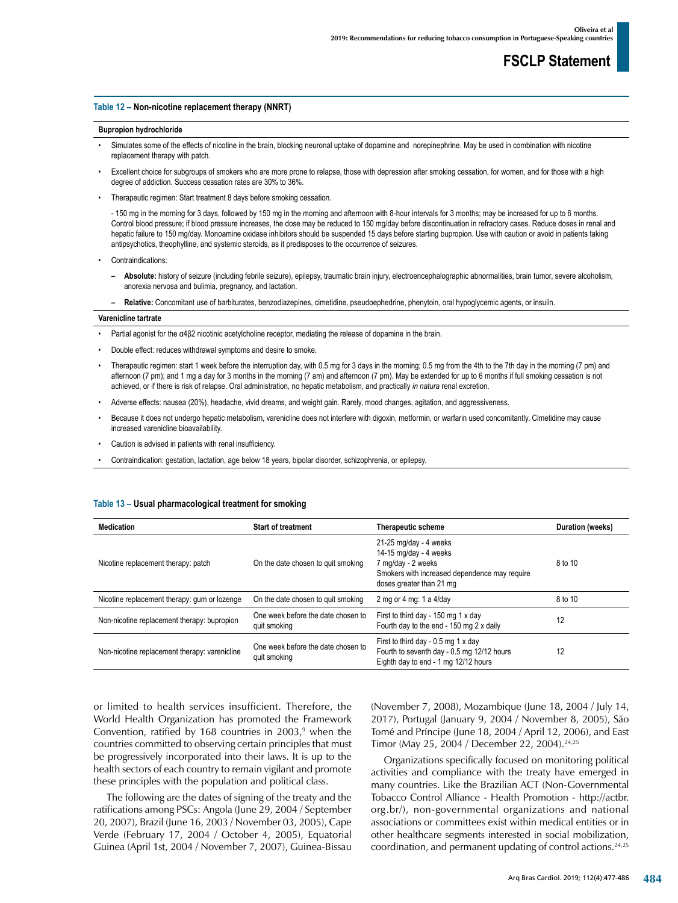**Table 12 – Non-nicotine replacement therapy (NNRT)**

**Bupropion hydrochloride**

- Simulates some of the effects of nicotine in the brain, blocking neuronal uptake of dopamine and norepinephrine. May be used in combination with nicotine replacement therapy with patch.
- Excellent choice for subgroups of smokers who are more prone to relapse, those with depression after smoking cessation, for women, and for those with a high degree of addiction. Success cessation rates are 30% to 36%.
- Therapeutic regimen: Start treatment 8 days before smoking cessation.

  - 150 mg in the morning for 3 days, followed by 150 mg in the morning and afternoon with 8-hour intervals for 3 months; may be increased for up to 6 months. Control blood pressure; if blood pressure increases, the dose may be reduced to 150 mg/day before discontinuation in refractory cases. Reduce doses in renal and hepatic failure to 150 mg/day. Monoamine oxidase inhibitors should be suspended 15 days before starting bupropion. Use with caution or avoid in patients taking antipsychotics, theophylline, and systemic steroids, as it predisposes to the occurrence of seizures.
- Contraindications:
  - **Absolute:** history of seizure (including febrile seizure), epilepsy, traumatic brain injury, electroencephalographic abnormalities, brain tumor, severe alcoholism, anorexia nervosa and bulimia, pregnancy, and lactation.
  - **Relative:** Concomitant use of barbiturates, benzodiazepines, cimetidine, pseudoephedrine, phenytoin, oral hypoglycemic agents, or insulin.

**Varenicline tartrate**

- Partial agonist for the α4β2 nicotinic acetylcholine receptor, mediating the release of dopamine in the brain.
- Double effect: reduces withdrawal symptoms and desire to smoke.
- Therapeutic regimen: start 1 week before the interruption day, with 0.5 mg for 3 days in the morning; 0.5 mg from the 4th to the 7th day in the morning (7 pm) and afternoon (7 pm); and 1 mg a day for 3 months in the morning (7 am) and afternoon (7 pm). May be extended for up to 6 months if full smoking cessation is not achieved, or if there is risk of relapse. Oral administration, no hepatic metabolism, and practically *in natura* renal excretion.
- Adverse effects: nausea (20%), headache, vivid dreams, and weight gain. Rarely, mood changes, agitation, and aggressiveness.
- Because it does not undergo hepatic metabolism, varenicline does not interfere with digoxin, metformin, or warfarin used concomitantly. Cimetidine may cause increased varenicline bioavailability.
- Caution is advised in patients with renal insufficiency.
- Contraindication: gestation, lactation, age below 18 years, bipolar disorder, schizophrenia, or epilepsy.

**Table 13 – Usual pharmacological treatment for smoking**

| Medication | Start of treatment | Therapeutic scheme | Duration (weeks) |
|---|---|---|---|
| Nicotine replacement therapy: patch | On the date chosen to quit smoking | 21-25 mg/day - 4 weeks<br>14-15 mg/day - 4 weeks<br>7 mg/day - 2 weeks<br>Smokers with increased dependence may require doses greater than 21 mg | 8 to 10 |
| Nicotine replacement therapy: gum or lozenge | On the date chosen to quit smoking | 2 mg or 4 mg: 1 a 4/day | 8 to 10 |
| Non-nicotine replacement therapy: bupropion | One week before the date chosen to quit smoking | First to third day - 150 mg 1 x day<br>Fourth day to the end - 150 mg 2 x daily | 12 |
| Non-nicotine replacement therapy: varenicline | One week before the date chosen to quit smoking | First to third day - 0.5 mg 1 x day<br>Fourth to seventh day - 0.5 mg 12/12 hours<br>Eighth day to end - 1 mg 12/12 hours | 12 |

or limited to health services insufficient. Therefore, the World Health Organization has promoted the Framework Convention, ratified by 168 countries in 2003,[9] when the countries committed to observing certain principles that must be progressively incorporated into their laws. It is up to the health sectors of each country to remain vigilant and promote these principles with the population and political class.

The following are the dates of signing of the treaty and the ratifications among PSCs: Angola (June 29, 2004 / September 20, 2007), Brazil (June 16, 2003 / November 03, 2005), Cape Verde (February 17, 2004 / October 4, 2005), Equatorial Guinea (April 1st, 2004 / November 7, 2007), Guinea-Bissau (November 7, 2008), Mozambique (June 18, 2004 / July 14, 2017), Portugal (January 9, 2004 / November 8, 2005), São Tomé and Príncipe (June 18, 2004 / April 12, 2006), and East Timor (May 25, 2004 / December 22, 2004).[24,25]

Organizations specifically focused on monitoring political activities and compliance with the treaty have emerged in many countries. Like the Brazilian ACT (Non-Governmental Tobacco Control Alliance - Health Promotion - http://actbr.org.br/), non-governmental organizations and national associations or committees exist within medical entities or in other healthcare segments interested in social mobilization, coordination, and permanent updating of control actions.[24,25]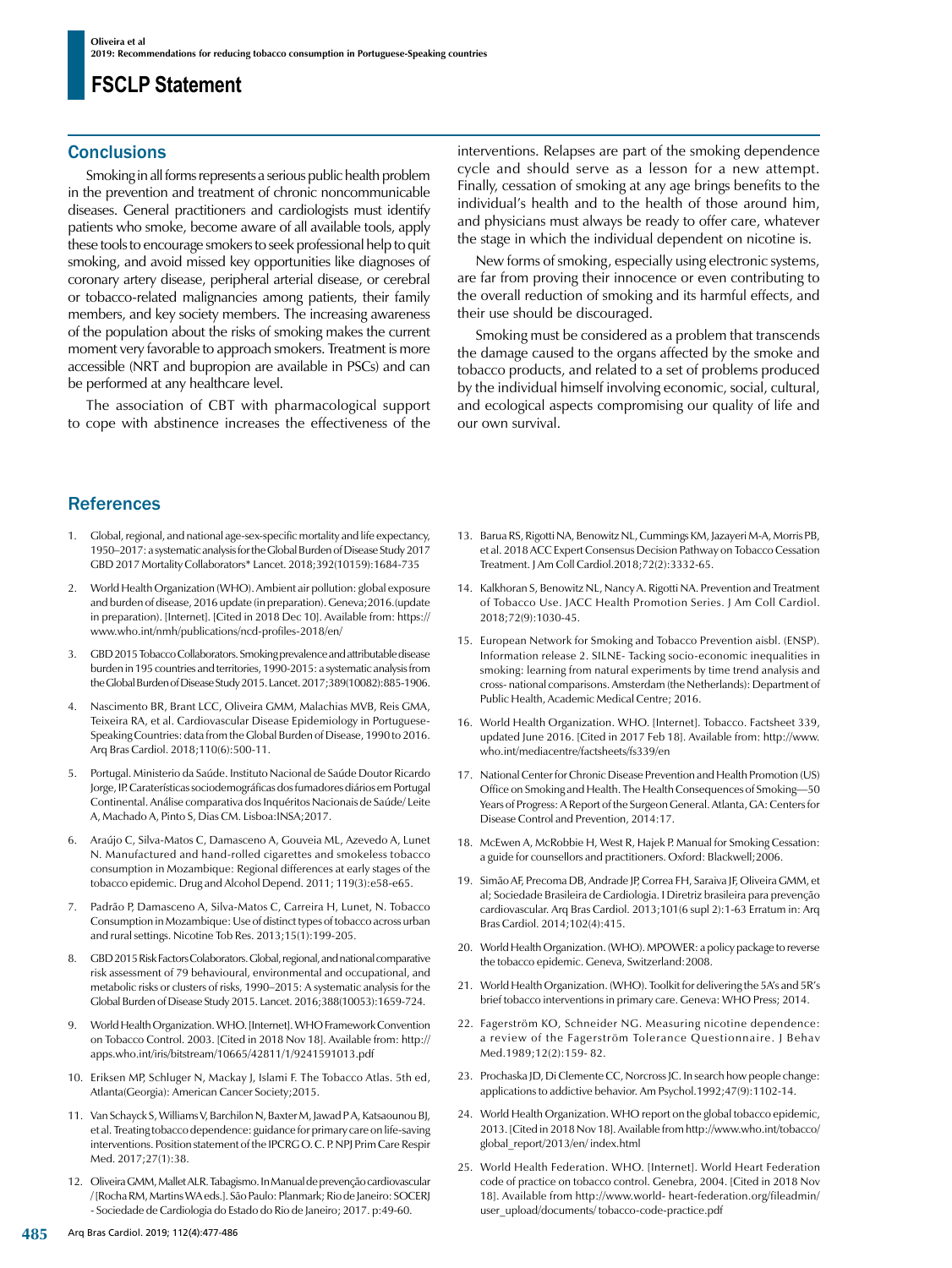## Conclusions

Smoking in all forms represents a serious public health problem in the prevention and treatment of chronic noncommunicable diseases. General practitioners and cardiologists must identify patients who smoke, become aware of all available tools, apply these tools to encourage smokers to seek professional help to quit smoking, and avoid missed key opportunities like diagnoses of coronary artery disease, peripheral arterial disease, or cerebral or tobacco-related malignancies among patients, their family members, and key society members. The increasing awareness of the population about the risks of smoking makes the current moment very favorable to approach smokers. Treatment is more accessible (NRT and bupropion are available in PSCs) and can be performed at any healthcare level.

The association of CBT with pharmacological support to cope with abstinence increases the effectiveness of the interventions. Relapses are part of the smoking dependence cycle and should serve as a lesson for a new attempt. Finally, cessation of smoking at any age brings benefits to the individual's health and to the health of those around him, and physicians must always be ready to offer care, whatever the stage in which the individual dependent on nicotine is.

New forms of smoking, especially using electronic systems, are far from proving their innocence or even contributing to the overall reduction of smoking and its harmful effects, and their use should be discouraged.

Smoking must be considered as a problem that transcends the damage caused to the organs affected by the smoke and tobacco products, and related to a set of problems produced by the individual himself involving economic, social, cultural, and ecological aspects compromising our quality of life and our own survival.

## References

1. Global, regional, and national age-sex-specific mortality and life expectancy, 1950–2017: a systematic analysis for the Global Burden of Disease Study 2017 GBD 2017 Mortality Collaborators* Lancet. 2018;392(10159):1684-735
2. World Health Organization (WHO). Ambient air pollution: global exposure and burden of disease, 2016 update (in preparation). Geneva;2016.(update in preparation). [Internet]. [Cited in 2018 Dec 10]. Available from: https://www.who.int/nmh/publications/ncd-profiles-2018/en/
3. GBD 2015 Tobacco Collaborators. Smoking prevalence and attributable disease burden in 195 countries and territories, 1990-2015: a systematic analysis from the Global Burden of Disease Study 2015. Lancet. 2017;389(10082):885-1906.
4. Nascimento BR, Brant LCC, Oliveira GMM, Malachias MVB, Reis GMA, Teixeira RA, et al. Cardiovascular Disease Epidemiology in Portuguese-Speaking Countries: data from the Global Burden of Disease, 1990 to 2016. Arq Bras Cardiol. 2018;110(6):500-11.
5. Portugal. Ministerio da Saúde. Instituto Nacional de Saúde Doutor Ricardo Jorge, IP. Caraterísticas sociodemográficas dos fumadores diários em Portugal Continental. Análise comparativa dos Inquéritos Nacionais de Saúde/ Leite A, Machado A, Pinto S, Dias CM. Lisboa:INSA;2017.
6. Araújo C, Silva-Matos C, Damasceno A, Gouveia ML, Azevedo A, Lunet N. Manufactured and hand-rolled cigarettes and smokeless tobacco consumption in Mozambique: Regional differences at early stages of the tobacco epidemic. Drug and Alcohol Depend. 2011; 119(3):e58-e65.
7. Padrão P, Damasceno A, Silva-Matos C, Carreira H, Lunet, N. Tobacco Consumption in Mozambique: Use of distinct types of tobacco across urban and rural settings. Nicotine Tob Res. 2013;15(1):199-205.
8. GBD 2015 Risk Factors Colaborators. Global, regional, and national comparative risk assessment of 79 behavioural, environmental and occupational, and metabolic risks or clusters of risks, 1990–2015: A systematic analysis for the Global Burden of Disease Study 2015. Lancet. 2016;388(10053):1659-724.
9. World Health Organization. WHO. [Internet]. WHO Framework Convention on Tobacco Control. 2003. [Cited in 2018 Nov 18]. Available from: http://apps.who.int/iris/bitstream/10665/42811/1/9241591013.pdf
10. Eriksen MP, Schluger N, Mackay J, Islami F. The Tobacco Atlas. 5th ed, Atlanta(Georgia): American Cancer Society;2015.
11. Van Schayck S, Williams V, Barchilon N, Baxter M, Jawad P A, Katsaounou BJ, et al. Treating tobacco dependence: guidance for primary care on life-saving interventions. Position statement of the IPCRG O. C. P. NPJ Prim Care Respir Med. 2017;27(1):38.
12. Oliveira GMM, Mallet ALR. Tabagismo. In Manual de prevenção cardiovascular / [Rocha RM, Martins WA eds.]. São Paulo: Planmark; Rio de Janeiro: SOCERJ - Sociedade de Cardiologia do Estado do Rio de Janeiro; 2017. p:49-60.
13. Barua RS, Rigotti NA, Benowitz NL, Cummings KM, Jazayeri M-A, Morris PB, et al. 2018 ACC Expert Consensus Decision Pathway on Tobacco Cessation Treatment. J Am Coll Cardiol.2018;72(2):3332-65.
14. Kalkhoran S, Benowitz NL, Nancy A. Rigotti NA. Prevention and Treatment of Tobacco Use. JACC Health Promotion Series. J Am Coll Cardiol. 2018;72(9):1030-45.
15. European Network for Smoking and Tobacco Prevention aisbl. (ENSP). Information release 2. SILNE- Tacking socio-economic inequalities in smoking: learning from natural experiments by time trend analysis and cross- national comparisons. Amsterdam (the Netherlands): Department of Public Health, Academic Medical Centre; 2016.
16. World Health Organization. WHO. [Internet]. Tobacco. Factsheet 339, updated June 2016. [Cited in 2017 Feb 18]. Available from: http://www.who.int/mediacentre/factsheets/fs339/en
17. National Center for Chronic Disease Prevention and Health Promotion (US) Office on Smoking and Health. The Health Consequences of Smoking—50 Years of Progress: A Report of the Surgeon General. Atlanta, GA: Centers for Disease Control and Prevention, 2014:17.
18. McEwen A, McRobbie H, West R, Hajek P. Manual for Smoking Cessation: a guide for counsellors and practitioners. Oxford: Blackwell;2006.
19. Simão AF, Precoma DB, Andrade JP, Correa FH, Saraiva JF, Oliveira GMM, et al; Sociedade Brasileira de Cardiologia. I Diretriz brasileira para prevenção cardiovascular. Arq Bras Cardiol. 2013;101(6 supl 2):1-63 Erratum in: Arq Bras Cardiol. 2014;102(4):415.
20. World Health Organization. (WHO). MPOWER: a policy package to reverse the tobacco epidemic. Geneva, Switzerland:2008.
21. World Health Organization. (WHO). Toolkit for delivering the 5A's and 5R's brief tobacco interventions in primary care. Geneva: WHO Press; 2014.
22. Fagerström KO, Schneider NG. Measuring nicotine dependence: a review of the Fagerström Tolerance Questionnaire. J Behav Med.1989;12(2):159- 82.
23. Prochaska JD, Di Clemente CC, Norcross JC. In search how people change: applications to addictive behavior. Am Psychol.1992;47(9):1102-14.
24. World Health Organization. WHO report on the global tobacco epidemic, 2013. [Cited in 2018 Nov 18]. Available from http://www.who.int/tobacco/global_report/2013/en/ index.html
25. World Health Federation. WHO. [Internet]. World Heart Federation code of practice on tobacco control. Genebra, 2004. [Cited in 2018 Nov 18]. Available from http://www.world- heart-federation.org/fileadmin/user_upload/documents/ tobacco-code-practice.pdf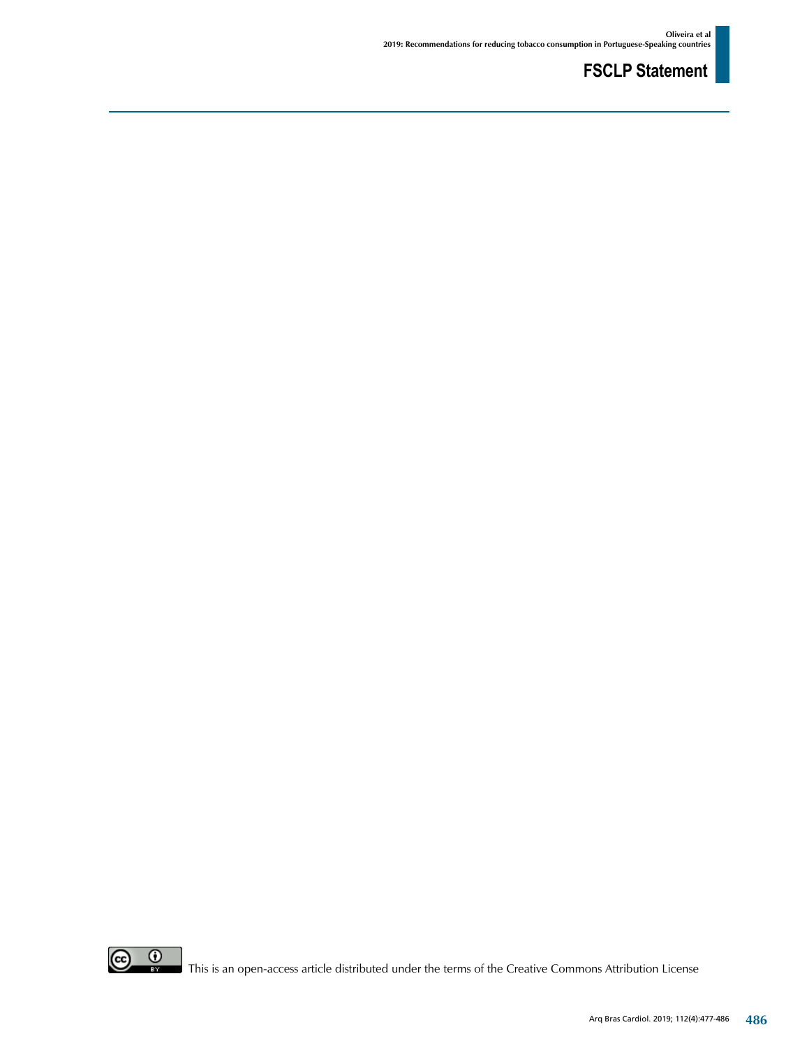This is an open-access article distributed under the terms of the Creative Commons Attribution License